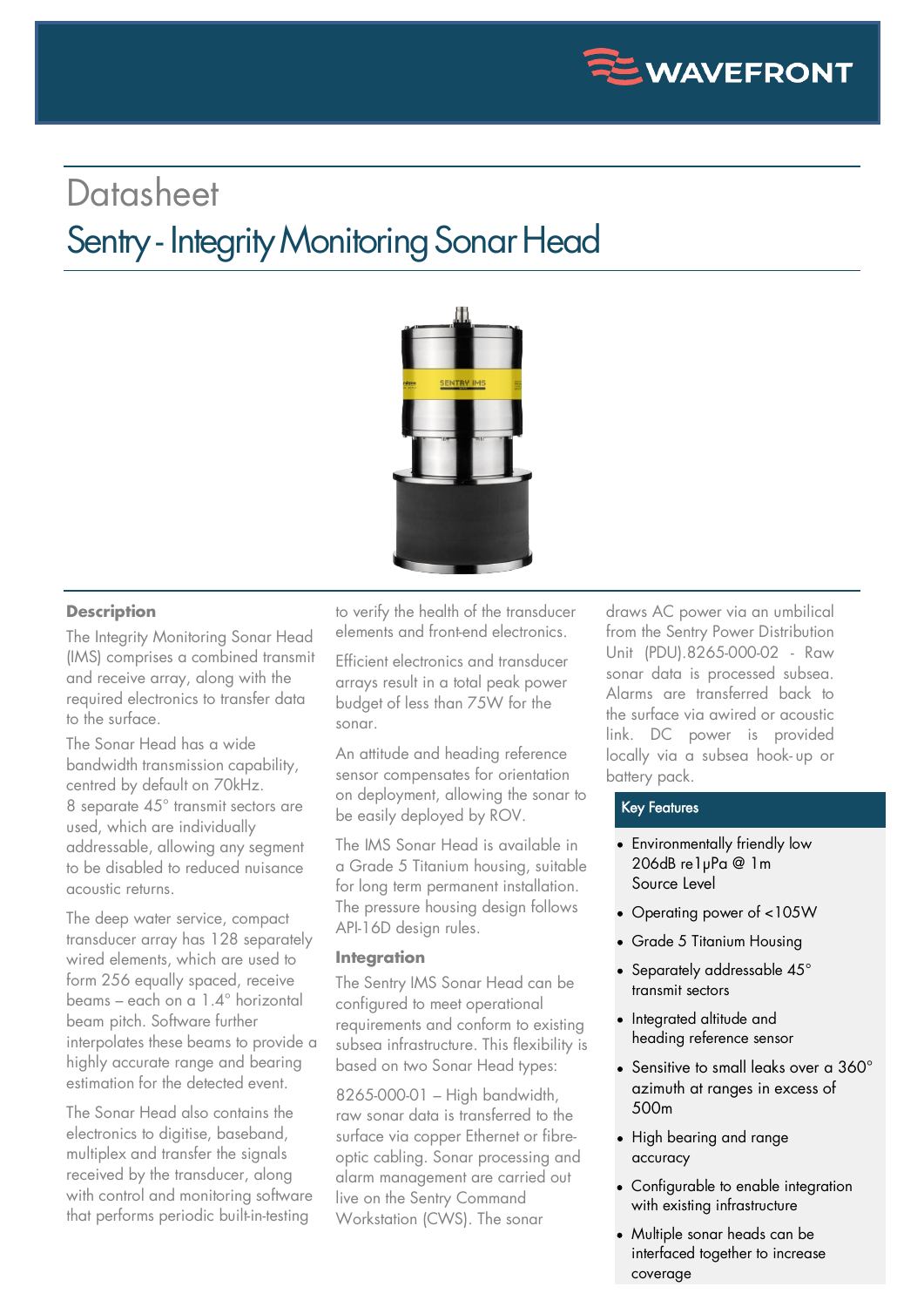# Datasheet

## Sentry - Integrity Monitoring Sonar Head

### Description

The Integrity Monitoring Sonar Head (IMS) comprises a combined transmit and receive array, along with the required electronics to transfer data to the surface.

The Sonar Head has a wide bandwidth transmission capability, centred by default on 70kHz. 8 separate 45° transmit sectors are used, which are individually addressable, allowing any segment to be disabled to reduced nuisance acoustic returns.

The deep water service, compact transducer array has 128 separately wired elements, which are used to form 256 equally spaced, receive beams – each on a 1.4° horizontal beam pitch. Software further interpolates these beams to provide a highly accurate range and bearing estimation for the detected event.

The Sonar Head also contains the electronics to digitise, baseband, multiplex and transfer the signals received by the transducer, along with control and monitoring software that performs periodic built-in-testing to verify the health of the transducer elements and front-end electronics.

Efficient electronics and transducer arrays result in a total peak power budget of less than 75W for the sonar.

An attitude and heading reference sensor compensates for orientation on deployment, allowing the sonar to be easily deployed by ROV.

The IMS Sonar Head is available in a Grade 5 Titanium housing, suitable for long term permanent installation. The pressure housing design follows API-16D design rules.

### Integration

The Sentry IMS Sonar Head can be configured to meet operational requirements and conform to existing subsea infrastructure. This flexibility is based on two Sonar Head types:

8265-000-01 – High bandwidth, raw sonar data is transferred to the surface via copper Ethernet or fibre-optic cabling. Sonar processing and alarm management are carried out live on the Sentry Command Workstation (CWS). The sonar draws AC power via an umbilical from the Sentry Power Distribution Unit (PDU).8265-000-02 - Raw sonar data is processed subsea. Alarms are transferred back to the surface via awired or acoustic link. DC power is provided locally via a subsea hook-up or battery pack.

### Key Features

- Environmentally friendly low 206dB re1μPa @ 1m Source Level
- Operating power of <105W
- Grade 5 Titanium Housing
- Separately addressable 45° transmit sectors
- Integrated altitude and heading reference sensor
- Sensitive to small leaks over a 360° azimuth at ranges in excess of 500m
- High bearing and range accuracy
- Configurable to enable integration with existing infrastructure
- Multiple sonar heads can be interfaced together to increase coverage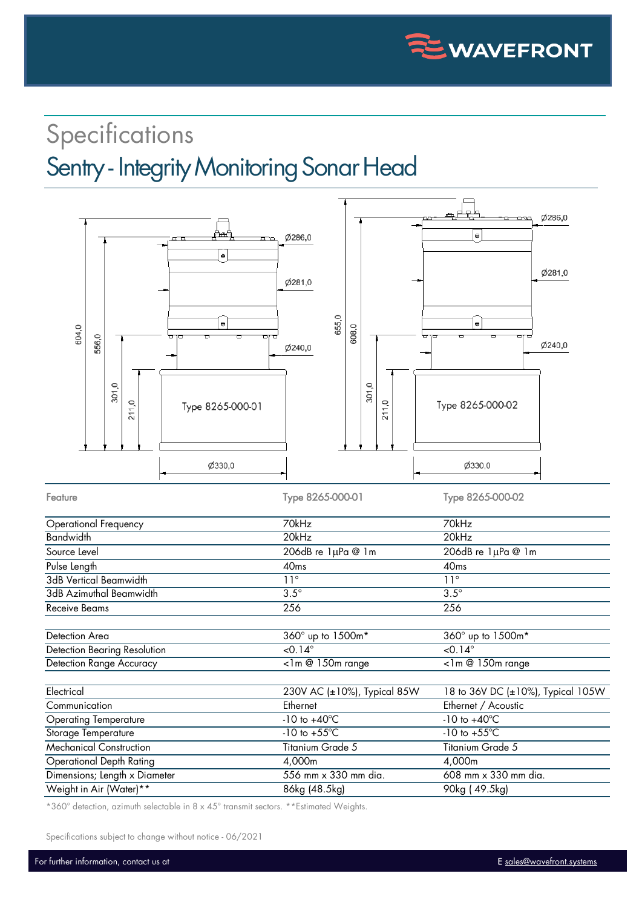# Specifications

## Sentry - Integrity Monitoring Sonar Head

604,0
556,0
301,0
211,0
Ø286,0
Ø281,0
Ø240,0
Type 8265-000-01
Ø330,0

655,0
608,0
301,0
211,0
Ø286,0
Ø281,0
Ø240,0
Type 8265-000-02
Ø330,0

| Feature | Type 8265-000-01 | Type 8265-000-02 |
|---|---|---|
| Operational Frequency | 70kHz | 70kHz |
| Bandwidth | 20kHz | 20kHz |
| Source Level | 206dB re 1µPa @ 1m | 206dB re 1µPa @ 1m |
| Pulse Length | 40ms | 40ms |
| 3dB Vertical Beamwidth | 11° | 11° |
| 3dB Azimuthal Beamwidth | 3.5° | 3.5° |
| Receive Beams | 256 | 256 |
| Detection Area | 360° up to 1500m* | 360° up to 1500m* |
| Detection Bearing Resolution | <0.14° | <0.14° |
| Detection Range Accuracy | <1m @ 150m range | <1m @ 150m range |
| Electrical | 230V AC (±10%), Typical 85W | 18 to 36V DC (±10%), Typical 105W |
| Communication | Ethernet | Ethernet / Acoustic |
| Operating Temperature | -10 to +40°C | -10 to +40°C |
| Storage Temperature | -10 to +55°C | -10 to +55°C |
| Mechanical Construction | Titanium Grade 5 | Titanium Grade 5 |
| Operational Depth Rating | 4,000m | 4,000m |
| Dimensions; Length x Diameter | 556 mm x 330 mm dia. | 608 mm x 330 mm dia. |
| Weight in Air (Water)** | 86kg (48.5kg) | 90kg ( 49.5kg) |

*360° detection, azimuth selectable in 8 x 45° transmit sectors. **Estimated Weights.

Specifications subject to change without notice - 06/2021

For further information, contact us at E sales@wavefront.systems